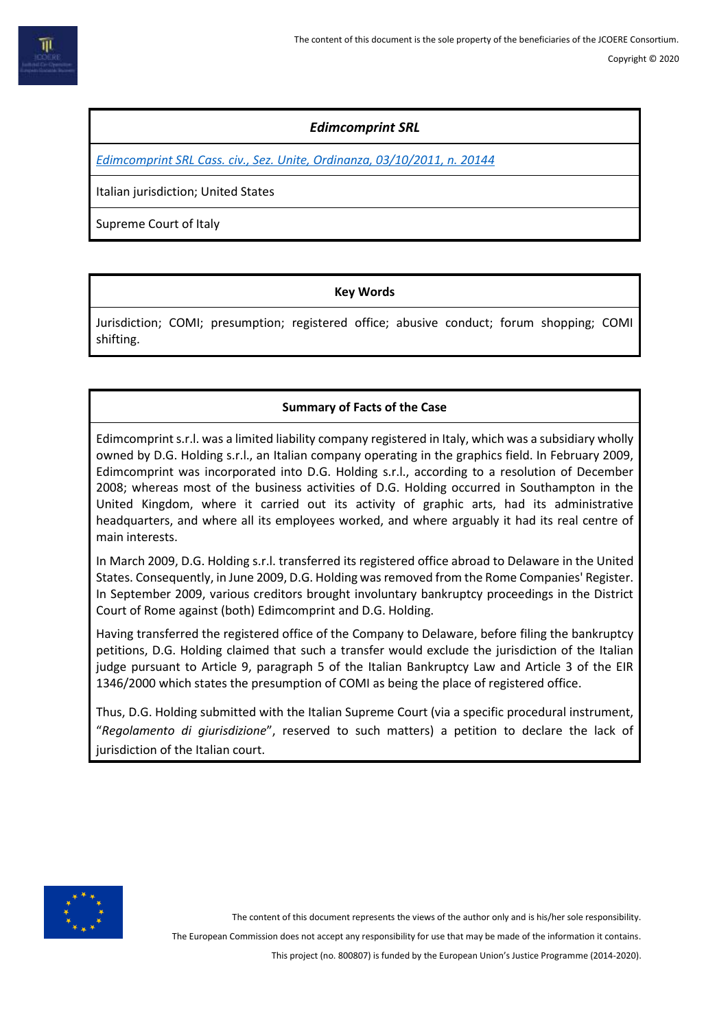### *Edimcomprint SRL*

*Edimcomprint SRL Cass. civ., Sez. Unite, Ordinanza, 03/10/2011, n. 20144*

Italian jurisdiction; United States

Supreme Court of Italy

## Key Words

Jurisdiction; COMI; presumption; registered office; abusive conduct; forum shopping; COMI shifting.

## Summary of Facts of the Case

Edimcomprint s.r.l. was a limited liability company registered in Italy, which was a subsidiary wholly owned by D.G. Holding s.r.l., an Italian company operating in the graphics field. In February 2009, Edimcomprint was incorporated into D.G. Holding s.r.l., according to a resolution of December 2008; whereas most of the business activities of D.G. Holding occurred in Southampton in the United Kingdom, where it carried out its activity of graphic arts, had its administrative headquarters, and where all its employees worked, and where arguably it had its real centre of main interests.

In March 2009, D.G. Holding s.r.l. transferred its registered office abroad to Delaware in the United States. Consequently, in June 2009, D.G. Holding was removed from the Rome Companies' Register. In September 2009, various creditors brought involuntary bankruptcy proceedings in the District Court of Rome against (both) Edimcomprint and D.G. Holding.

Having transferred the registered office of the Company to Delaware, before filing the bankruptcy petitions, D.G. Holding claimed that such a transfer would exclude the jurisdiction of the Italian judge pursuant to Article 9, paragraph 5 of the Italian Bankruptcy Law and Article 3 of the EIR 1346/2000 which states the presumption of COMI as being the place of registered office.

Thus, D.G. Holding submitted with the Italian Supreme Court (via a specific procedural instrument, "*Regolamento di giurisdizione*", reserved to such matters) a petition to declare the lack of jurisdiction of the Italian court.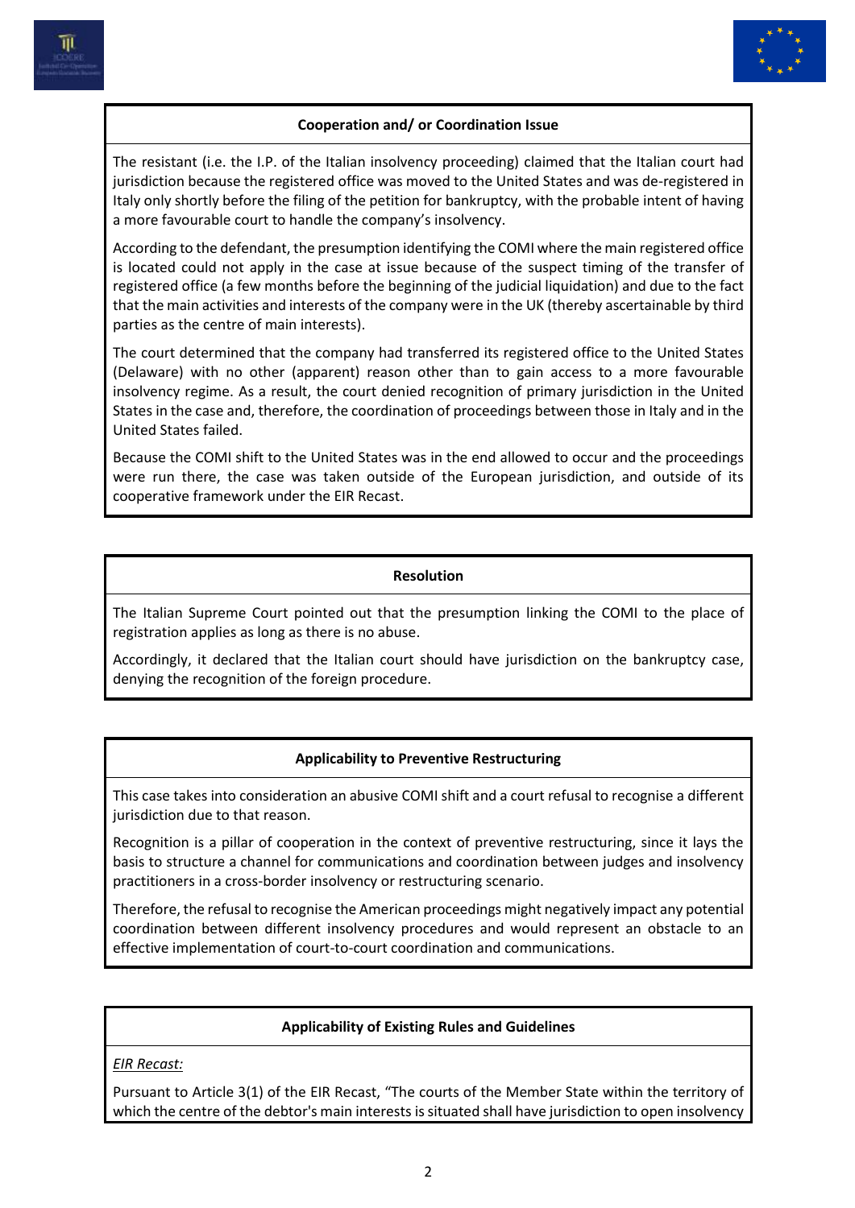**Cooperation and/ or Coordination Issue**

The resistant (i.e. the I.P. of the Italian insolvency proceeding) claimed that the Italian court had jurisdiction because the registered office was moved to the United States and was de-registered in Italy only shortly before the filing of the petition for bankruptcy, with the probable intent of having a more favourable court to handle the company's insolvency.

According to the defendant, the presumption identifying the COMI where the main registered office is located could not apply in the case at issue because of the suspect timing of the transfer of registered office (a few months before the beginning of the judicial liquidation) and due to the fact that the main activities and interests of the company were in the UK (thereby ascertainable by third parties as the centre of main interests).

The court determined that the company had transferred its registered office to the United States (Delaware) with no other (apparent) reason other than to gain access to a more favourable insolvency regime. As a result, the court denied recognition of primary jurisdiction in the United States in the case and, therefore, the coordination of proceedings between those in Italy and in the United States failed.

Because the COMI shift to the United States was in the end allowed to occur and the proceedings were run there, the case was taken outside of the European jurisdiction, and outside of its cooperative framework under the EIR Recast.

**Resolution**

The Italian Supreme Court pointed out that the presumption linking the COMI to the place of registration applies as long as there is no abuse.

Accordingly, it declared that the Italian court should have jurisdiction on the bankruptcy case, denying the recognition of the foreign procedure.

**Applicability to Preventive Restructuring**

This case takes into consideration an abusive COMI shift and a court refusal to recognise a different jurisdiction due to that reason.

Recognition is a pillar of cooperation in the context of preventive restructuring, since it lays the basis to structure a channel for communications and coordination between judges and insolvency practitioners in a cross-border insolvency or restructuring scenario.

Therefore, the refusal to recognise the American proceedings might negatively impact any potential coordination between different insolvency procedures and would represent an obstacle to an effective implementation of court-to-court coordination and communications.

**Applicability of Existing Rules and Guidelines**

*EIR Recast:*

Pursuant to Article 3(1) of the EIR Recast, "The courts of the Member State within the territory of which the centre of the debtor's main interests is situated shall have jurisdiction to open insolvency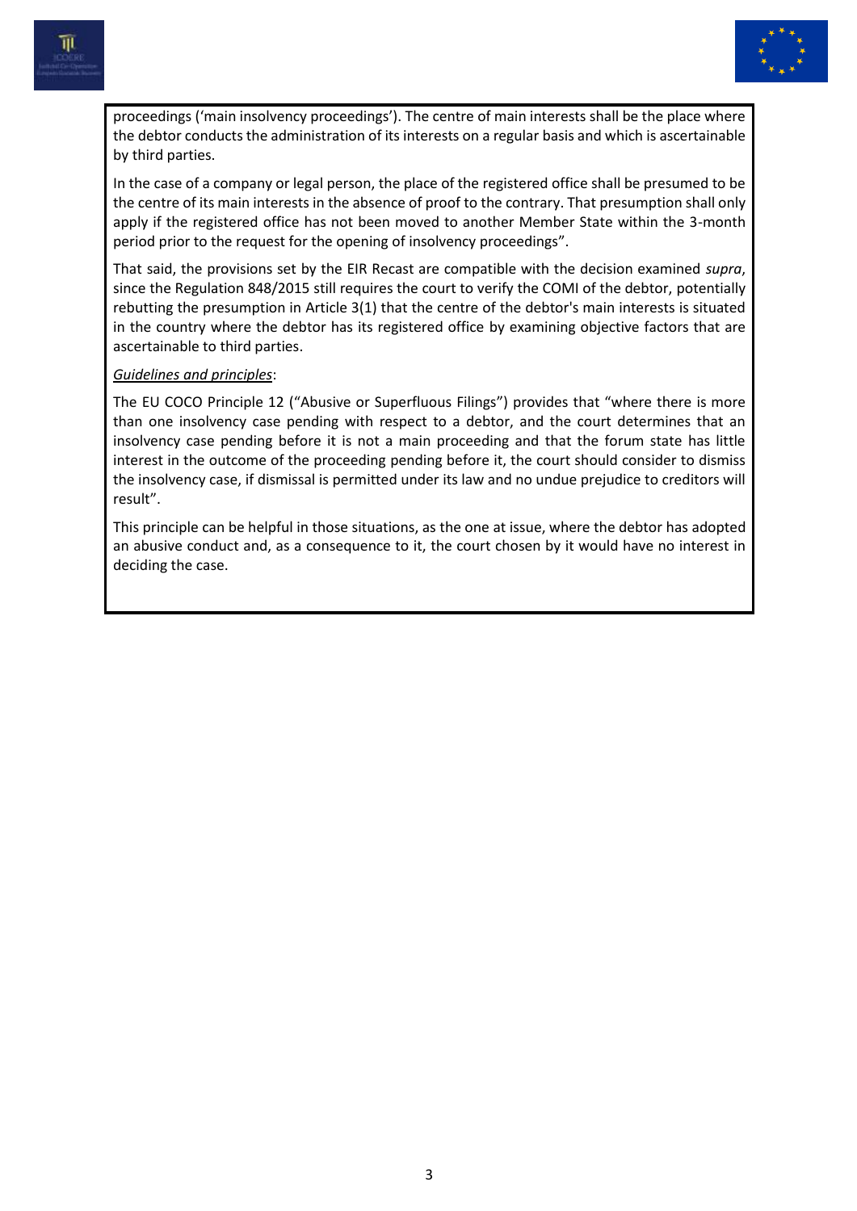proceedings ('main insolvency proceedings'). The centre of main interests shall be the place where the debtor conducts the administration of its interests on a regular basis and which is ascertainable by third parties.

In the case of a company or legal person, the place of the registered office shall be presumed to be the centre of its main interests in the absence of proof to the contrary. That presumption shall only apply if the registered office has not been moved to another Member State within the 3-month period prior to the request for the opening of insolvency proceedings".

That said, the provisions set by the EIR Recast are compatible with the decision examined *supra*, since the Regulation 848/2015 still requires the court to verify the COMI of the debtor, potentially rebutting the presumption in Article 3(1) that the centre of the debtor's main interests is situated in the country where the debtor has its registered office by examining objective factors that are ascertainable to third parties.

*Guidelines and principles*:

The EU COCO Principle 12 ("Abusive or Superfluous Filings") provides that "where there is more than one insolvency case pending with respect to a debtor, and the court determines that an insolvency case pending before it is not a main proceeding and that the forum state has little interest in the outcome of the proceeding pending before it, the court should consider to dismiss the insolvency case, if dismissal is permitted under its law and no undue prejudice to creditors will result".

This principle can be helpful in those situations, as the one at issue, where the debtor has adopted an abusive conduct and, as a consequence to it, the court chosen by it would have no interest in deciding the case.